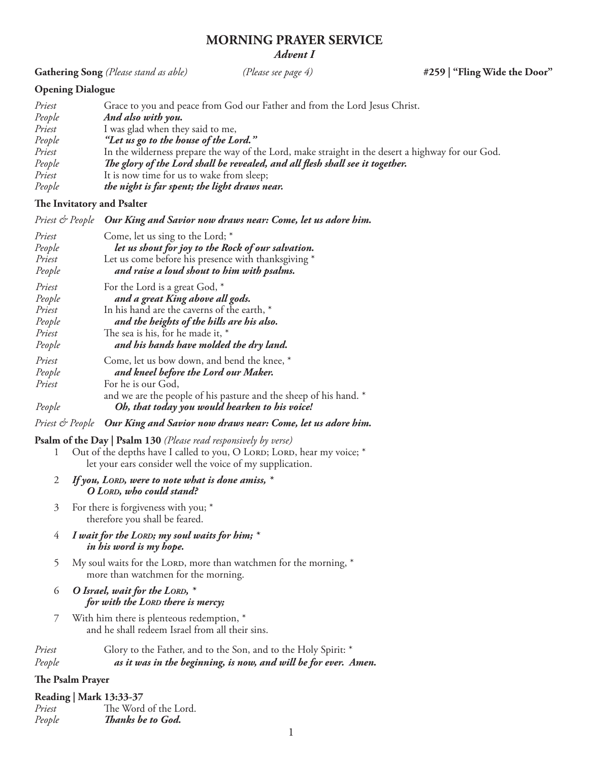# MORNING PRAYER SERVICE

***Advent I***

**Gathering Song** *(Please stand as able)* *(Please see page 4)* **#259 | "Fling Wide the Door"**

**Opening Dialogue**

*Priest* Grace to you and peace from God our Father and from the Lord Jesus Christ.
*People* ***And also with you.***
*Priest* I was glad when they said to me,
*People* ***"Let us go to the house of the Lord."***
*Priest* In the wilderness prepare the way of the Lord, make straight in the desert a highway for our God.
*People* ***The glory of the Lord shall be revealed, and all flesh shall see it together.***
*Priest* It is now time for us to wake from sleep;
*People* ***the night is far spent; the light draws near.***

**The Invitatory and Psalter**

*Priest & People* ***Our King and Savior now draws near: Come, let us adore him.***

*Priest* Come, let us sing to the Lord; *
*People* ***let us shout for joy to the Rock of our salvation.***
*Priest* Let us come before his presence with thanksgiving *
*People* ***and raise a loud shout to him with psalms.***

*Priest* For the Lord is a great God, *
*People* ***and a great King above all gods.***
*Priest* In his hand are the caverns of the earth, *
*People* ***and the heights of the hills are his also.***
*Priest* The sea is his, for he made it, *
*People* ***and his hands have molded the dry land.***

*Priest* Come, let us bow down, and bend the knee, *
*People* ***and kneel before the Lord our Maker.***
*Priest* For he is our God,
and we are the people of his pasture and the sheep of his hand. *
*People* ***Oh, that today you would hearken to his voice!***

*Priest & People* ***Our King and Savior now draws near: Come, let us adore him.***

**Psalm of the Day | Psalm 130** *(Please read responsively by verse)*

1 Out of the depths have I called to you, O LORD; LORD, hear my voice; *
let your ears consider well the voice of my supplication.

2 ***If you, LORD, were to note what is done amiss, ****
***O LORD, who could stand?***

3 For there is forgiveness with you; *
therefore you shall be feared.

4 ***I wait for the LORD; my soul waits for him; ****
***in his word is my hope.***

5 My soul waits for the LORD, more than watchmen for the morning, *
more than watchmen for the morning.

6 ***O Israel, wait for the LORD, ****
***for with the LORD there is mercy;***

7 With him there is plenteous redemption, *
and he shall redeem Israel from all their sins.

*Priest* Glory to the Father, and to the Son, and to the Holy Spirit: *
*People* ***as it was in the beginning, is now, and will be for ever. Amen.***

**The Psalm Prayer**

**Reading | Mark 13:33-37**

*Priest* The Word of the Lord.
*People* ***Thanks be to God.***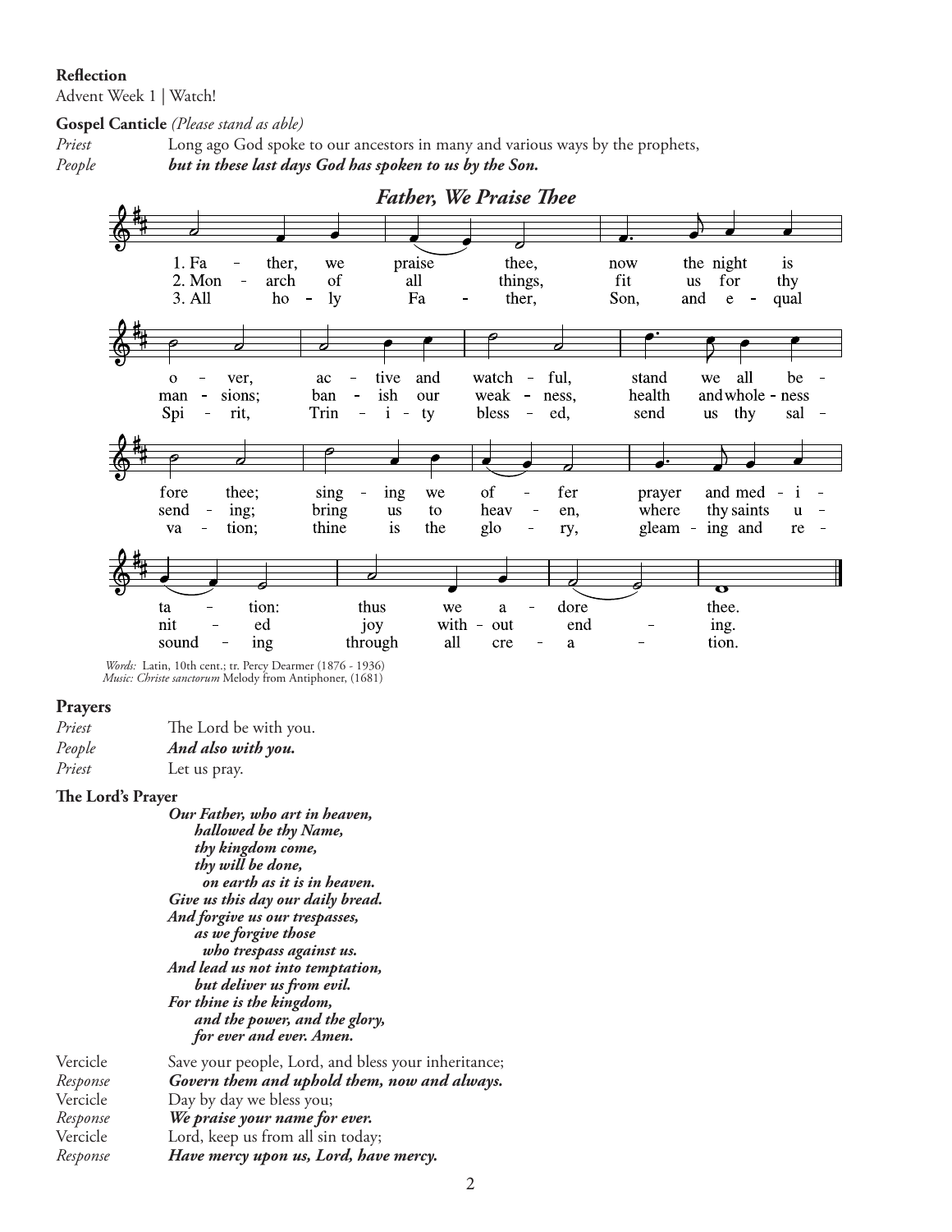**Reflection**

Advent Week 1 | Watch!

**Gospel Canticle** *(Please stand as able)*

*Priest* Long ago God spoke to our ancestors in many and various ways by the prophets,

*People* ***but in these last days God has spoken to us by the Son.***

***Father, We Praise Thee***

1. Father, we praise thee, now the night is over, active and watchful, stand we all before thee; singing we offer prayer and meditation: thus we adore thee.

2. Monarch of all things, fit us for thy mansions; banish our weakness, health and wholeness sending; bring us to heaven, where thy saints united joy without ending.

3. All holy Father, Son, and equal Spirit, Trinity blessed, send us thy salvation; thine is the glory, gleaming and resounding through all creation.

*Words:* Latin, 10th cent.; tr. Percy Dearmer (1876 - 1936)
*Music: Christe sanctorum* Melody from Antiphoner, (1681)

**Prayers**

*Priest* The Lord be with you.

*People* ***And also with you.***

*Priest* Let us pray.

**The Lord's Prayer**

***Our Father, who art in heaven,***
***hallowed be thy Name,***
***thy kingdom come,***
***thy will be done,***
***on earth as it is in heaven.***
***Give us this day our daily bread.***
***And forgive us our trespasses,***
***as we forgive those***
***who trespass against us.***
***And lead us not into temptation,***
***but deliver us from evil.***
***For thine is the kingdom,***
***and the power, and the glory,***
***for ever and ever. Amen.***

Vercicle Save your people, Lord, and bless your inheritance;

*Response* ***Govern them and uphold them, now and always.***

Vercicle Day by day we bless you;

*Response* ***We praise your name for ever.***

Vercicle Lord, keep us from all sin today;

*Response* ***Have mercy upon us, Lord, have mercy.***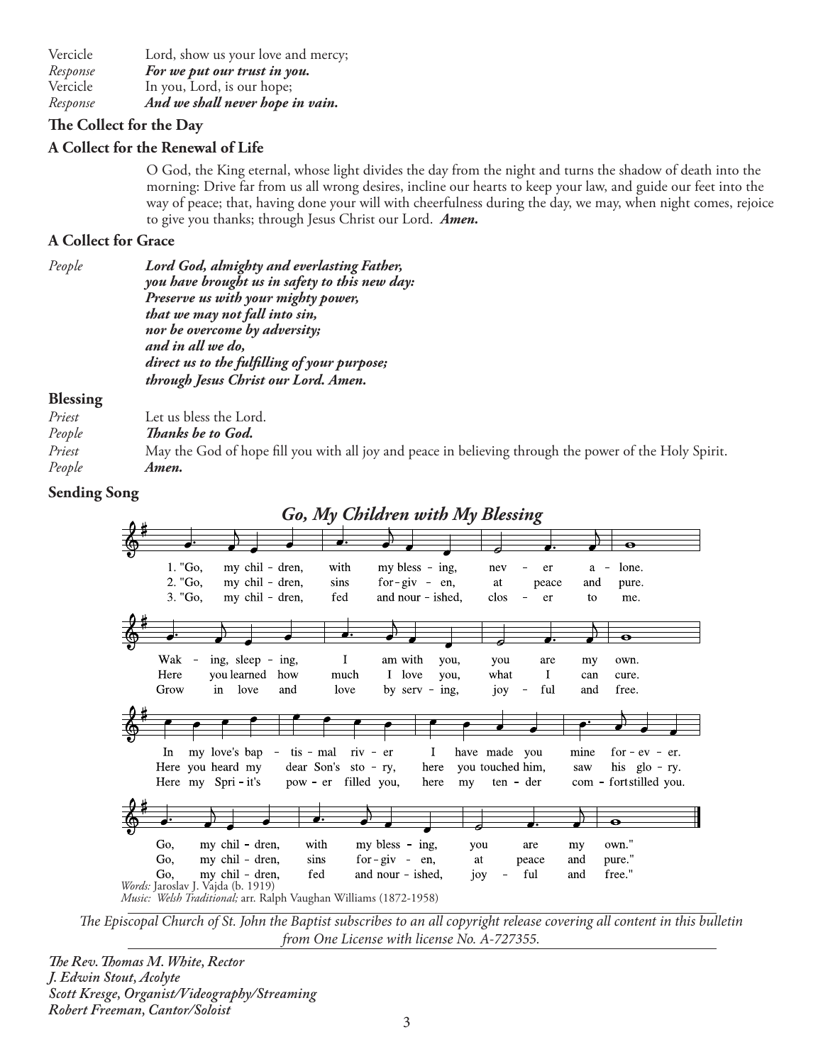| | |
|---|---|
| Vercicle | Lord, show us your love and mercy; |
| *Response* | ***For we put our trust in you.*** |
| Vercicle | In you, Lord, is our hope; |
| *Response* | ***And we shall never hope in vain.*** |

**The Collect for the Day**

**A Collect for the Renewal of Life**

O God, the King eternal, whose light divides the day from the night and turns the shadow of death into the morning: Drive far from us all wrong desires, incline our hearts to keep your law, and guide our feet into the way of peace; that, having done your will with cheerfulness during the day, we may, when night comes, rejoice to give you thanks; through Jesus Christ our Lord. ***Amen.***

**A Collect for Grace**

*People* ***Lord God, almighty and everlasting Father,***
***you have brought us in safety to this new day:***
***Preserve us with your mighty power,***
***that we may not fall into sin,***
***nor be overcome by adversity;***
***and in all we do,***
***direct us to the fulfilling of your purpose;***
***through Jesus Christ our Lord. Amen.***

**Blessing**

| | |
|---|---|
| *Priest* | Let us bless the Lord. |
| *People* | ***Thanks be to God.*** |
| *Priest* | May the God of hope fill you with all joy and peace in believing through the power of the Holy Spirit. |
| *People* | ***Amen.*** |

**Sending Song**

***Go, My Children with My Blessing***

1. "Go, my chil - dren, with my bless - ing, nev - er a - lone.
Wak - ing, sleep - ing, I am with you, you are my own.
In my love's bap - tis - mal riv - er I have made you mine for - ev - er.
Go, my chil - dren, with my bless - ing, you are my own."

2. "Go, my chil - dren, sins for - giv - en, at peace and pure.
Here you learned how much I love you, what I can cure.
Here you heard my dear Son's sto - ry, here you touched him, saw his glo - ry.
Go, my chil - dren, sins for - giv - en, at peace and pure."

3. "Go, my chil - dren, fed and nour - ished, clos - er to me.
Grow in love and love by serv - ing, joy - ful and free.
Here my Spi - it's pow - er filled you, here my ten - der com - fort stilled you.
Go, my chil - dren, fed and nour - ished, joy - ful and free."

*Words:* Jaroslav J. Vajda (b. 1919)
*Music: Welsh Traditional;* arr. Ralph Vaughan Williams (1872-1958)

*The Episcopal Church of St. John the Baptist subscribes to an all copyright release covering all content in this bulletin from One License with license No. A-727355.*

***The Rev. Thomas M. White, Rector***
***J. Edwin Stout, Acolyte***
***Scott Kresge, Organist/Videography/Streaming***
***Robert Freeman, Cantor/Soloist***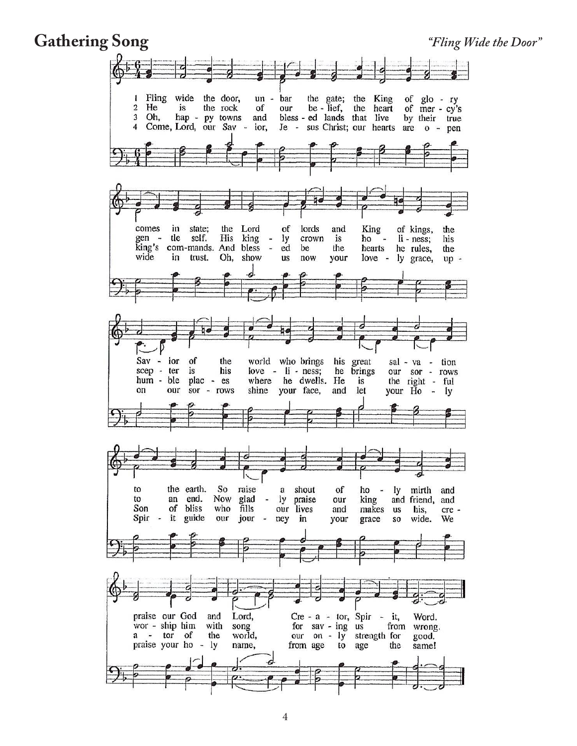## Gathering Song

*"Fling Wide the Door"*

1 Fling wide the door, unbar the gate; the King of glory comes in state; the Lord of lords and King of kings, the Savior of the world who brings his great salvation to the earth. So raise a shout of holy mirth and praise our God and Lord, Creator, Spirit, Word.

2 He is the rock of our belief, the heart of mercy's gentle self. His kingly crown is holiness; his scepter is his loveliness; he brings our sorrows to an end. Now gladly praise our king and friend, and worship him with song for saving us from wrong.

3 Oh, happy towns and blessed lands that live by their true king's commands. And blessed be the hearts he rules, the humble places where he dwells. He is the rightful Son of bliss who fills our lives and makes us his, creator of the world, our only strength for good.

4 Come, Lord, our Savior, Jesus Christ; our hearts are open wide in trust. Oh, show us now your lovely grace, upon our sorrows shine your face, and let your Holy Spirit guide our journey in your grace so wide. We praise your holy name, from age to age the same!